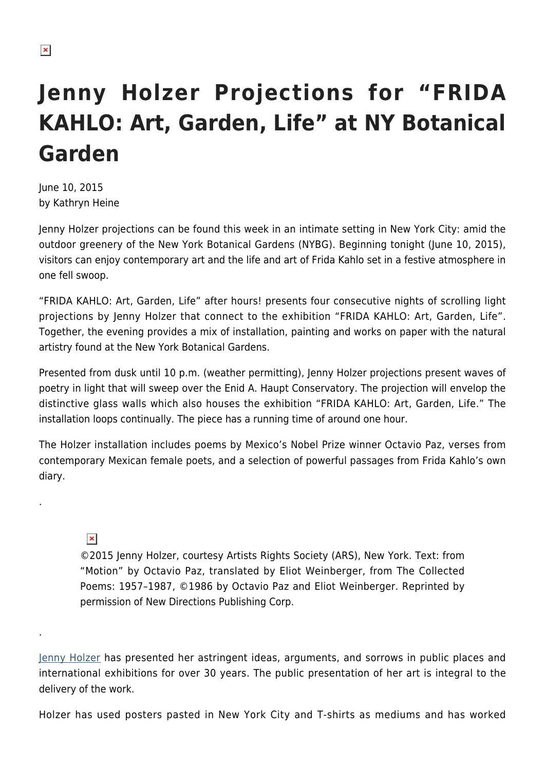# Jenny Holzer Projections for "FRIDA KAHLO: Art, Garden, Life" at NY Botanical Garden

June 10, 2015
by Kathryn Heine

Jenny Holzer projections can be found this week in an intimate setting in New York City: amid the outdoor greenery of the New York Botanical Gardens (NYBG). Beginning tonight (June 10, 2015), visitors can enjoy contemporary art and the life and art of Frida Kahlo set in a festive atmosphere in one fell swoop.

"FRIDA KAHLO: Art, Garden, Life" after hours! presents four consecutive nights of scrolling light projections by Jenny Holzer that connect to the exhibition "FRIDA KAHLO: Art, Garden, Life". Together, the evening provides a mix of installation, painting and works on paper with the natural artistry found at the New York Botanical Gardens.

Presented from dusk until 10 p.m. (weather permitting), Jenny Holzer projections present waves of poetry in light that will sweep over the Enid A. Haupt Conservatory. The projection will envelop the distinctive glass walls which also houses the exhibition "FRIDA KAHLO: Art, Garden, Life." The installation loops continually. The piece has a running time of around one hour.

The Holzer installation includes poems by Mexico's Nobel Prize winner Octavio Paz, verses from contemporary Mexican female poets, and a selection of powerful passages from Frida Kahlo's own diary.

.

> ©2015 Jenny Holzer, courtesy Artists Rights Society (ARS), New York. Text: from "Motion" by Octavio Paz, translated by Eliot Weinberger, from The Collected Poems: 1957–1987, ©1986 by Octavio Paz and Eliot Weinberger. Reprinted by permission of New Directions Publishing Corp.

.

Jenny Holzer has presented her astringent ideas, arguments, and sorrows in public places and international exhibitions for over 30 years. The public presentation of her art is integral to the delivery of the work.

Holzer has used posters pasted in New York City and T-shirts as mediums and has worked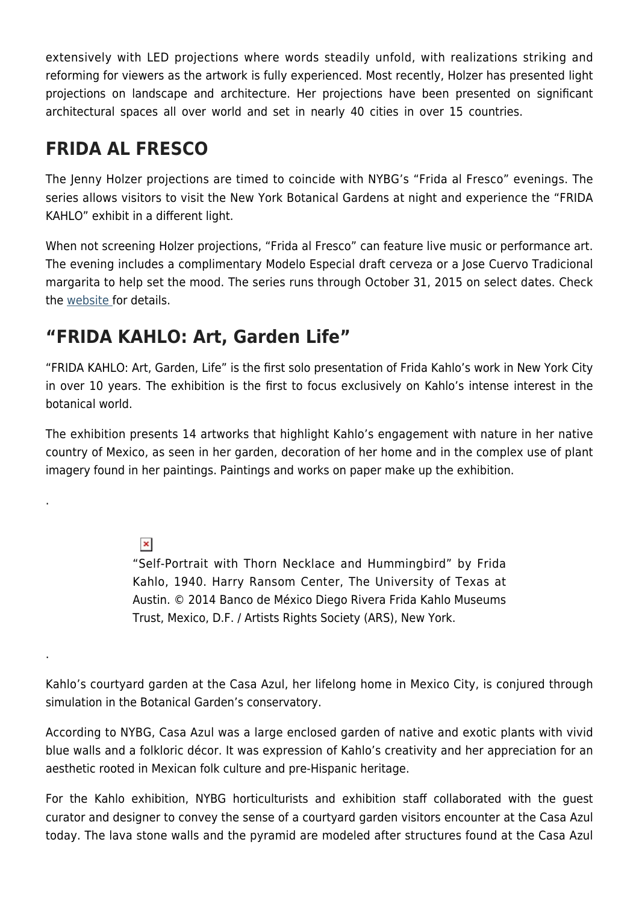extensively with LED projections where words steadily unfold, with realizations striking and reforming for viewers as the artwork is fully experienced. Most recently, Holzer has presented light projections on landscape and architecture. Her projections have been presented on significant architectural spaces all over world and set in nearly 40 cities in over 15 countries.

## FRIDA AL FRESCO

The Jenny Holzer projections are timed to coincide with NYBG's "Frida al Fresco" evenings. The series allows visitors to visit the New York Botanical Gardens at night and experience the "FRIDA KAHLO" exhibit in a different light.

When not screening Holzer projections, "Frida al Fresco" can feature live music or performance art. The evening includes a complimentary Modelo Especial draft cerveza or a Jose Cuervo Tradicional margarita to help set the mood. The series runs through October 31, 2015 on select dates. Check the website for details.

## "FRIDA KAHLO: Art, Garden Life"

"FRIDA KAHLO: Art, Garden, Life" is the first solo presentation of Frida Kahlo's work in New York City in over 10 years. The exhibition is the first to focus exclusively on Kahlo's intense interest in the botanical world.

The exhibition presents 14 artworks that highlight Kahlo's engagement with nature in her native country of Mexico, as seen in her garden, decoration of her home and in the complex use of plant imagery found in her paintings. Paintings and works on paper make up the exhibition.

.

"Self-Portrait with Thorn Necklace and Hummingbird" by Frida Kahlo, 1940. Harry Ransom Center, The University of Texas at Austin. © 2014 Banco de México Diego Rivera Frida Kahlo Museums Trust, Mexico, D.F. / Artists Rights Society (ARS), New York.

.

Kahlo's courtyard garden at the Casa Azul, her lifelong home in Mexico City, is conjured through simulation in the Botanical Garden's conservatory.

According to NYBG, Casa Azul was a large enclosed garden of native and exotic plants with vivid blue walls and a folkloric décor. It was expression of Kahlo's creativity and her appreciation for an aesthetic rooted in Mexican folk culture and pre-Hispanic heritage.

For the Kahlo exhibition, NYBG horticulturists and exhibition staff collaborated with the guest curator and designer to convey the sense of a courtyard garden visitors encounter at the Casa Azul today. The lava stone walls and the pyramid are modeled after structures found at the Casa Azul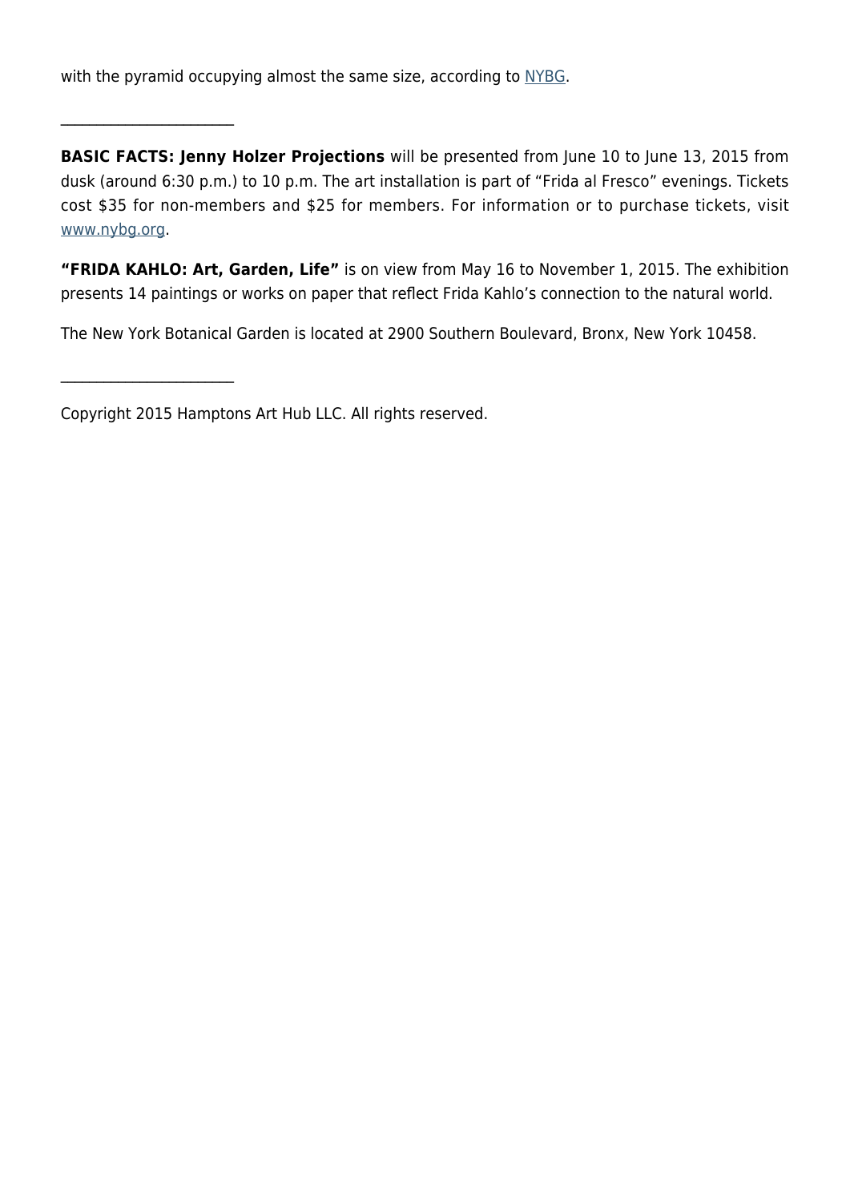with the pyramid occupying almost the same size, according to NYBG.

_______________________

**BASIC FACTS: Jenny Holzer Projections** will be presented from June 10 to June 13, 2015 from dusk (around 6:30 p.m.) to 10 p.m. The art installation is part of "Frida al Fresco" evenings. Tickets cost $35 for non-members and $25 for members. For information or to purchase tickets, visit www.nybg.org.

**"FRIDA KAHLO: Art, Garden, Life"** is on view from May 16 to November 1, 2015. The exhibition presents 14 paintings or works on paper that reflect Frida Kahlo's connection to the natural world.

The New York Botanical Garden is located at 2900 Southern Boulevard, Bronx, New York 10458.

_______________________

Copyright 2015 Hamptons Art Hub LLC. All rights reserved.